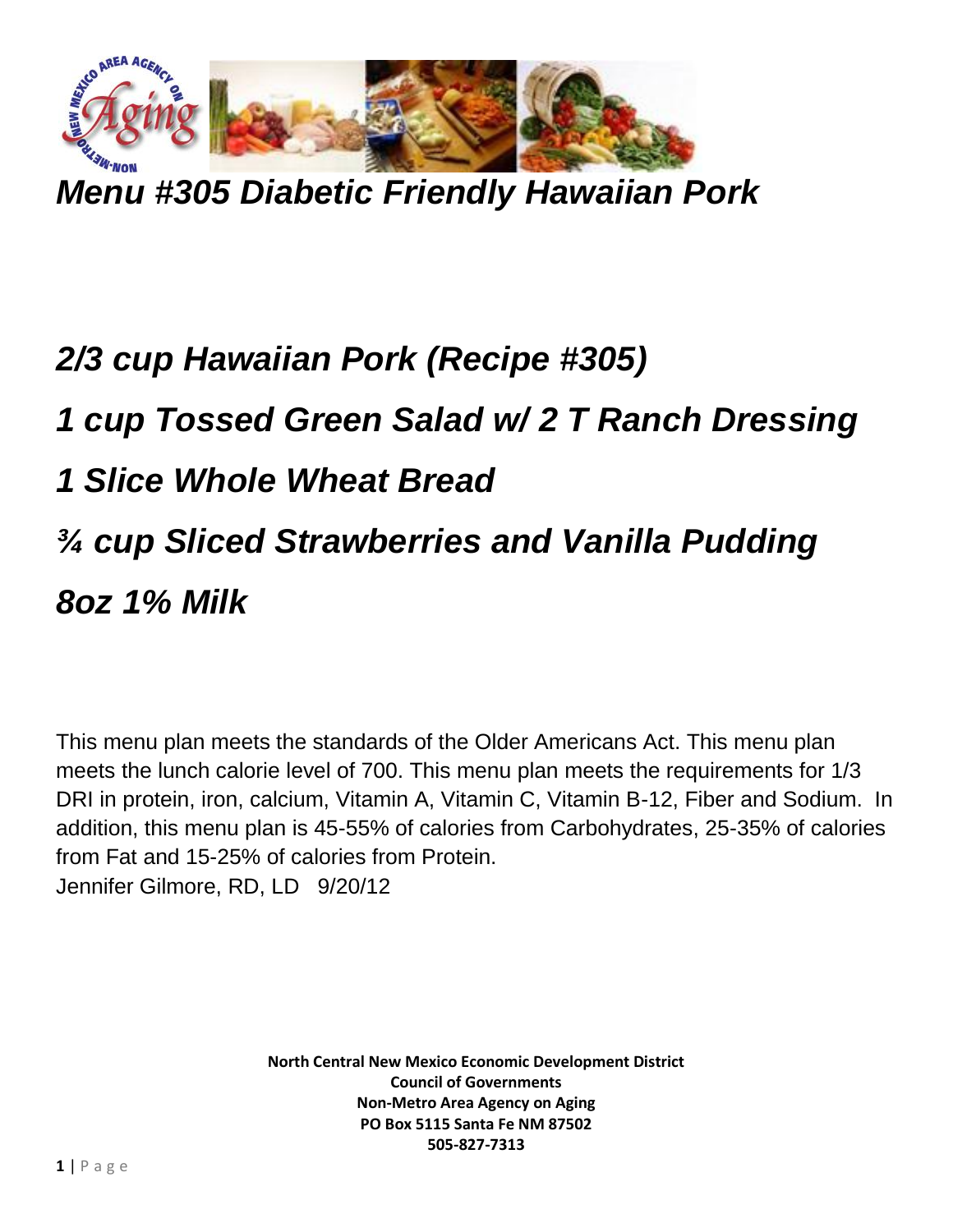# *Menu #305 Diabetic Friendly Hawaiian Pork*

## *2/3 cup Hawaiian Pork (Recipe #305)*

## *1 cup Tossed Green Salad w/ 2 T Ranch Dressing*

## *1 Slice Whole Wheat Bread*

## *¾ cup Sliced Strawberries and Vanilla Pudding*

## *8oz 1% Milk*

This menu plan meets the standards of the Older Americans Act. This menu plan meets the lunch calorie level of 700. This menu plan meets the requirements for 1/3 DRI in protein, iron, calcium, Vitamin A, Vitamin C, Vitamin B-12, Fiber and Sodium. In addition, this menu plan is 45-55% of calories from Carbohydrates, 25-35% of calories from Fat and 15-25% of calories from Protein.
Jennifer Gilmore, RD, LD 9/20/12

**North Central New Mexico Economic Development District**
**Council of Governments**
**Non-Metro Area Agency on Aging**
**PO Box 5115 Santa Fe NM 87502**
**505-827-7313**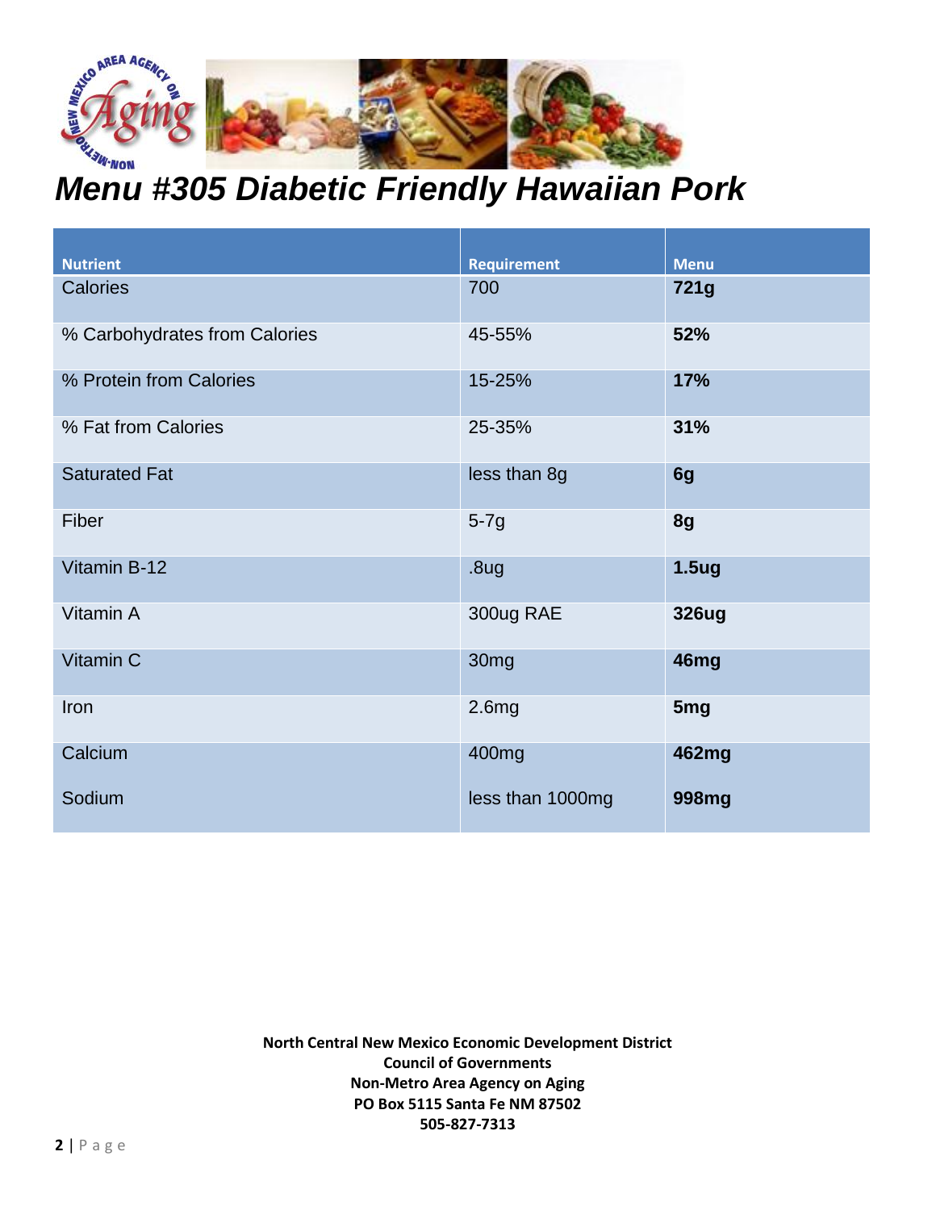# *Menu #305 Diabetic Friendly Hawaiian Pork*

| Nutrient | Requirement | Menu |
|---|---|---|
| Calories | 700 | **721g** |
| % Carbohydrates from Calories | 45-55% | **52%** |
| % Protein from Calories | 15-25% | **17%** |
| % Fat from Calories | 25-35% | **31%** |
| Saturated Fat | less than 8g | **6g** |
| Fiber | 5-7g | **8g** |
| Vitamin B-12 | .8ug | **1.5ug** |
| Vitamin A | 300ug RAE | **326ug** |
| Vitamin C | 30mg | **46mg** |
| Iron | 2.6mg | **5mg** |
| Calcium | 400mg | **462mg** |
| Sodium | less than 1000mg | **998mg** |

**North Central New Mexico Economic Development District**
**Council of Governments**
**Non-Metro Area Agency on Aging**
**PO Box 5115 Santa Fe NM 87502**
**505-827-7313**